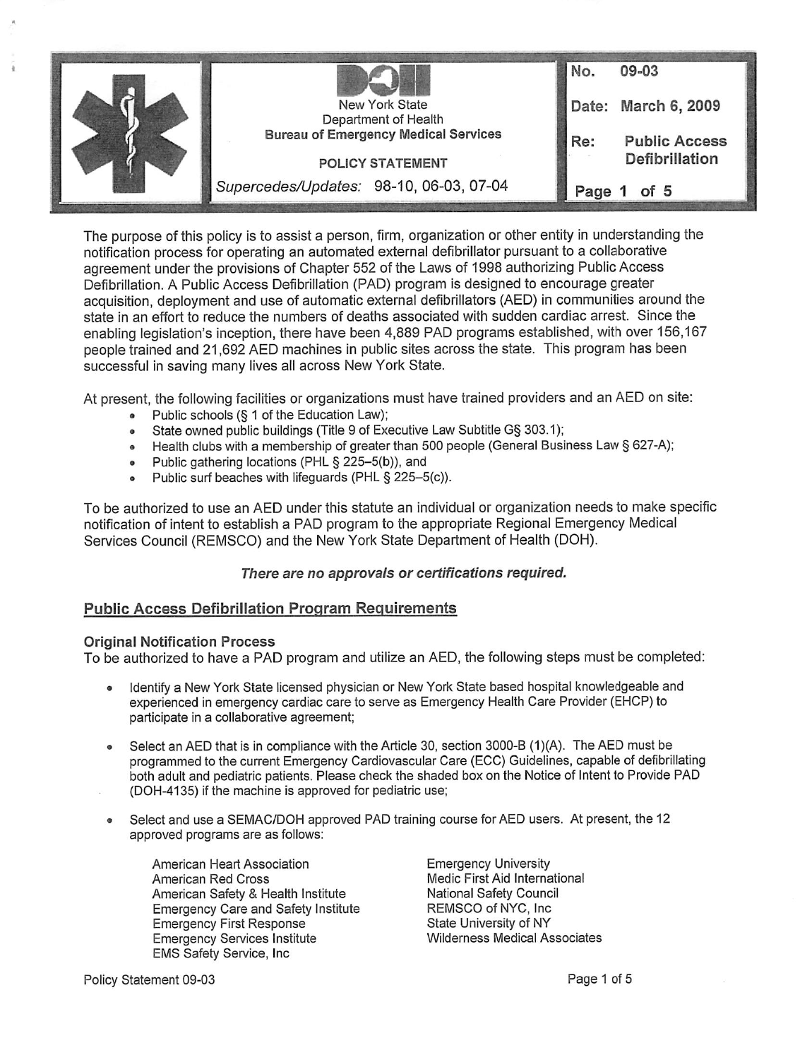| | New York State Department of Health **Bureau of Emergency Medical Services** | No. **09-03** |
|---|---|---|
| | **POLICY STATEMENT** | Date: **March 6, 2009** |
| | *Supercedes/Updates:* 98-10, 06-03, 07-04 | Re: **Public Access Defibrillation** |

The purpose of this policy is to assist a person, firm, organization or other entity in understanding the notification process for operating an automated external defibrillator pursuant to a collaborative agreement under the provisions of Chapter 552 of the Laws of 1998 authorizing Public Access Defibrillation. A Public Access Defibrillation (PAD) program is designed to encourage greater acquisition, deployment and use of automatic external defibrillators (AED) in communities around the state in an effort to reduce the numbers of deaths associated with sudden cardiac arrest. Since the enabling legislation's inception, there have been 4,889 PAD programs established, with over 156,167 people trained and 21,692 AED machines in public sites across the state. This program has been successful in saving many lives all across New York State.

At present, the following facilities or organizations must have trained providers and an AED on site:

- Public schools (§ 1 of the Education Law);
- State owned public buildings (Title 9 of Executive Law Subtitle G§ 303.1);
- Health clubs with a membership of greater than 500 people (General Business Law § 627-A);
- Public gathering locations (PHL § 225–5(b)), and
- Public surf beaches with lifeguards (PHL § 225–5(c)).

To be authorized to use an AED under this statute an individual or organization needs to make specific notification of intent to establish a PAD program to the appropriate Regional Emergency Medical Services Council (REMSCO) and the New York State Department of Health (DOH).

***There are no approvals or certifications required.***

## Public Access Defibrillation Program Requirements

### Original Notification Process

To be authorized to have a PAD program and utilize an AED, the following steps must be completed:

- Identify a New York State licensed physician or New York State based hospital knowledgeable and experienced in emergency cardiac care to serve as Emergency Health Care Provider (EHCP) to participate in a collaborative agreement;

- Select an AED that is in compliance with the Article 30, section 3000-B (1)(A). The AED must be programmed to the current Emergency Cardiovascular Care (ECC) Guidelines, capable of defibrillating both adult and pediatric patients. Please check the shaded box on the Notice of Intent to Provide PAD (DOH-4135) if the machine is approved for pediatric use;

- Select and use a SEMAC/DOH approved PAD training course for AED users. At present, the 12 approved programs are as follows:

  American Heart Association
  American Red Cross
  American Safety & Health Institute
  Emergency Care and Safety Institute
  Emergency First Response
  Emergency Services Institute
  EMS Safety Service, Inc
  Emergency University
  Medic First Aid International
  National Safety Council
  REMSCO of NYC, Inc
  State University of NY
  Wilderness Medical Associates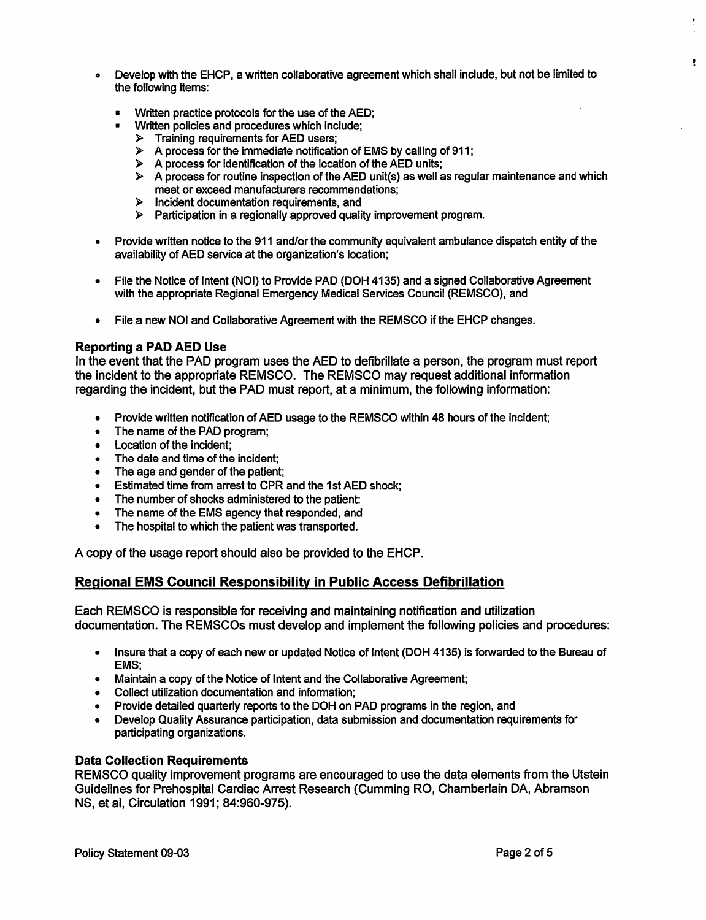- Develop with the EHCP, a written collaborative agreement which shall include, but not be limited to the following items:
  - Written practice protocols for the use of the AED;
  - Written policies and procedures which include;
    - Training requirements for AED users;
    - A process for the immediate notification of EMS by calling of 911;
    - A process for identification of the location of the AED units;
    - A process for routine inspection of the AED unit(s) as well as regular maintenance and which meet or exceed manufacturers recommendations;
    - Incident documentation requirements, and
    - Participation in a regionally approved quality improvement program.

- Provide written notice to the 911 and/or the community equivalent ambulance dispatch entity of the availability of AED service at the organization's location;

- File the Notice of Intent (NOI) to Provide PAD (DOH 4135) and a signed Collaborative Agreement with the appropriate Regional Emergency Medical Services Council (REMSCO), and

- File a new NOI and Collaborative Agreement with the REMSCO if the EHCP changes.

### Reporting a PAD AED Use

In the event that the PAD program uses the AED to defibrillate a person, the program must report the incident to the appropriate REMSCO. The REMSCO may request additional information regarding the incident, but the PAD must report, at a minimum, the following information:

- Provide written notification of AED usage to the REMSCO within 48 hours of the incident;
- The name of the PAD program;
- Location of the incident;
- The date and time of the incident;
- The age and gender of the patient;
- Estimated time from arrest to CPR and the 1st AED shock;
- The number of shocks administered to the patient:
- The name of the EMS agency that responded, and
- The hospital to which the patient was transported.

A copy of the usage report should also be provided to the EHCP.

## Regional EMS Council Responsibility in Public Access Defibrillation

Each REMSCO is responsible for receiving and maintaining notification and utilization documentation. The REMSCOs must develop and implement the following policies and procedures:

- Insure that a copy of each new or updated Notice of Intent (DOH 4135) is forwarded to the Bureau of EMS;
- Maintain a copy of the Notice of Intent and the Collaborative Agreement;
- Collect utilization documentation and information;
- Provide detailed quarterly reports to the DOH on PAD programs in the region, and
- Develop Quality Assurance participation, data submission and documentation requirements for participating organizations.

### Data Collection Requirements

REMSCO quality improvement programs are encouraged to use the data elements from the Utstein Guidelines for Prehospital Cardiac Arrest Research (Cumming RO, Chamberlain DA, Abramson NS, et al, Circulation 1991; 84:960-975).

Policy Statement 09-03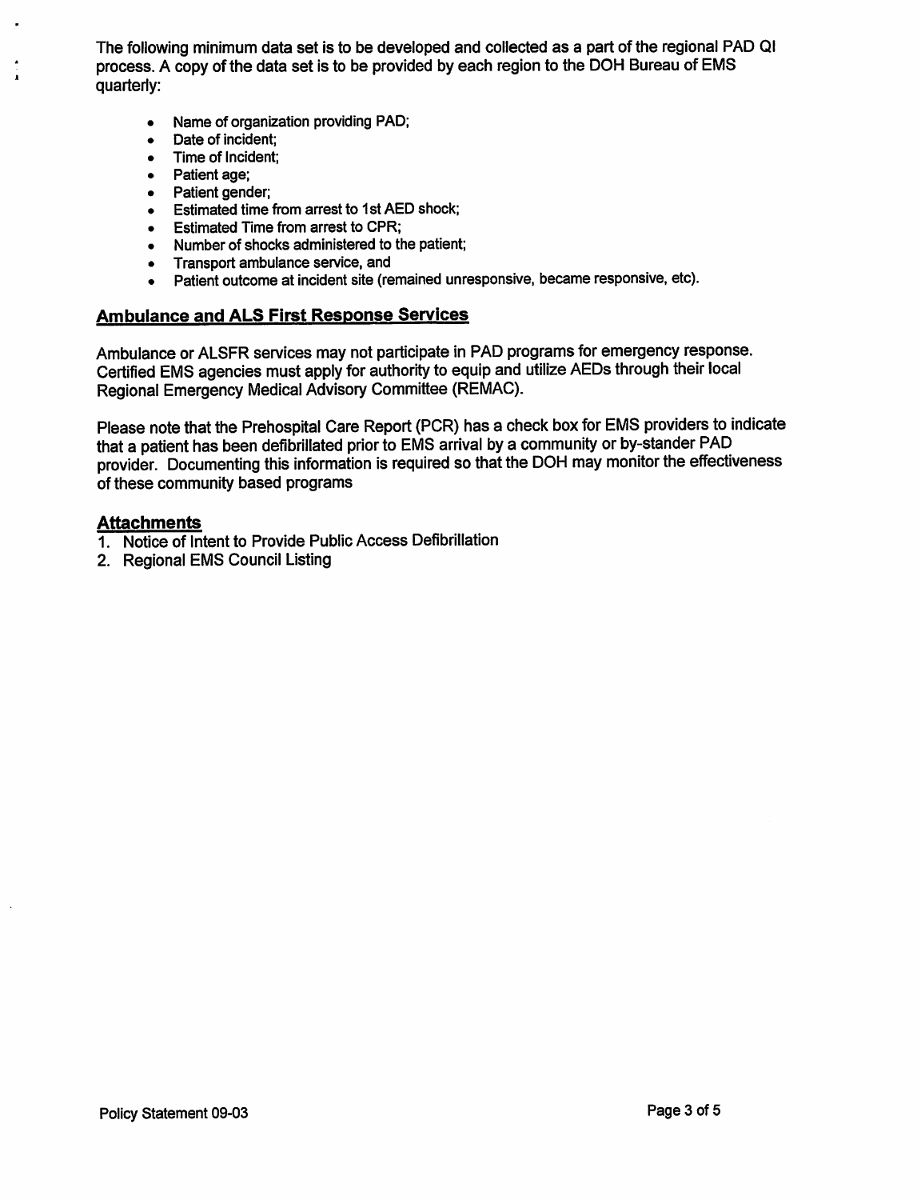The following minimum data set is to be developed and collected as a part of the regional PAD QI process. A copy of the data set is to be provided by each region to the DOH Bureau of EMS quarterly:

- Name of organization providing PAD;
- Date of incident;
- Time of Incident;
- Patient age;
- Patient gender;
- Estimated time from arrest to 1st AED shock;
- Estimated Time from arrest to CPR;
- Number of shocks administered to the patient;
- Transport ambulance service, and
- Patient outcome at incident site (remained unresponsive, became responsive, etc).

## Ambulance and ALS First Response Services

Ambulance or ALSFR services may not participate in PAD programs for emergency response. Certified EMS agencies must apply for authority to equip and utilize AEDs through their local Regional Emergency Medical Advisory Committee (REMAC).

Please note that the Prehospital Care Report (PCR) has a check box for EMS providers to indicate that a patient has been defibrillated prior to EMS arrival by a community or by-stander PAD provider. Documenting this information is required so that the DOH may monitor the effectiveness of these community based programs

## Attachments

1. Notice of Intent to Provide Public Access Defibrillation
2. Regional EMS Council Listing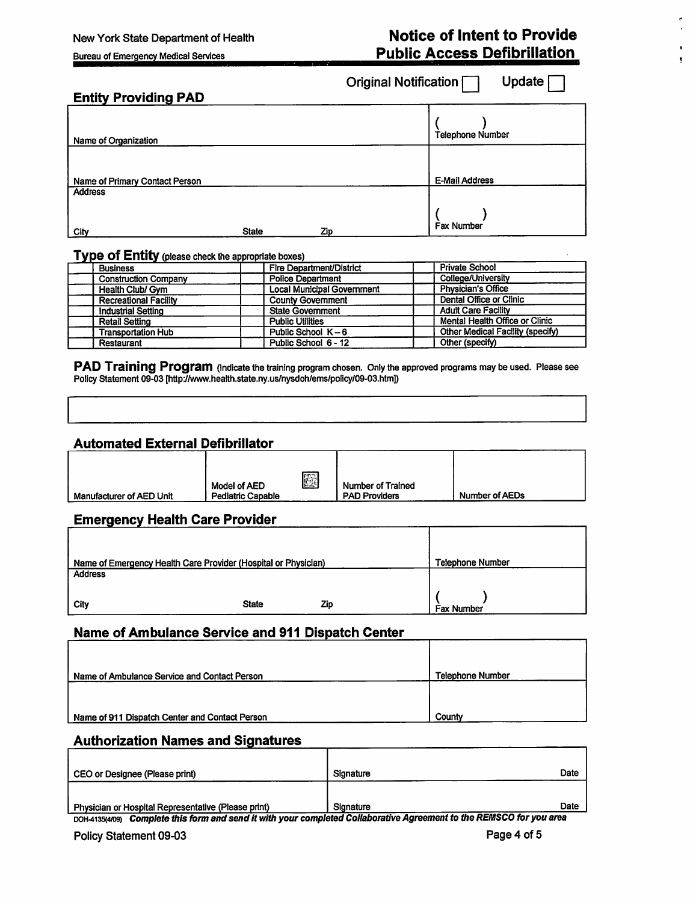New York State Department of Health

Bureau of Emergency Medical Services

# Notice of Intent to Provide Public Access Defibrillation

Original Notification ☐ Update ☐

## Entity Providing PAD

| | |
|---|---|
| Name of Organization | ( ) Telephone Number |
| Name of Primary Contact Person | E-Mail Address |
| Address<br>City State Zip | ( ) Fax Number |

## Type of Entity (please check the appropriate boxes)

| | | | | | |
|---|---|---|---|---|---|
| | Business | | Fire Department/District | | Private School |
| | Construction Company | | Police Department | | College/University |
| | Health Club/ Gym | | Local Municipal Government | | Physician's Office |
| | Recreational Facility | | County Government | | Dental Office or Clinic |
| | Industrial Setting | | State Government | | Adult Care Facility |
| | Retail Setting | | Public Utilities | | Mental Health Office or Clinic |
| | Transportation Hub | | Public School K – 6 | | Other Medical Facility (specify) |
| | Restaurant | | Public School 6 - 12 | | Other (specify) |

## PAD Training Program (Indicate the training program chosen. Only the approved programs may be used. Please see Policy Statement 09-03 [http://www.health.state.ny.us/nysdoh/ems/policy/09-03.htm])

| |
|---|
| |

## Automated External Defibrillator

| | | | |
|---|---|---|---|
| Manufacturer of AED Unit | Model of AED<br>Pediatric Capable ☐ | Number of Trained PAD Providers | Number of AEDs |

## Emergency Health Care Provider

| | |
|---|---|
| Name of Emergency Health Care Provider (Hospital or Physician) | Telephone Number |
| Address<br>City State Zip | ( ) Fax Number |

## Name of Ambulance Service and 911 Dispatch Center

| | |
|---|---|
| Name of Ambulance Service and Contact Person | Telephone Number |
| Name of 911 Dispatch Center and Contact Person | County |

## Authorization Names and Signatures

| | |
|---|---|
| CEO or Designee (Please print) | Signature Date |
| Physician or Hospital Representative (Please print) | Signature Date |

DOH-4135(4/09) ***Complete this form and send it with your completed Collaborative Agreement to the REMSCO for you area***

Policy Statement 09-03